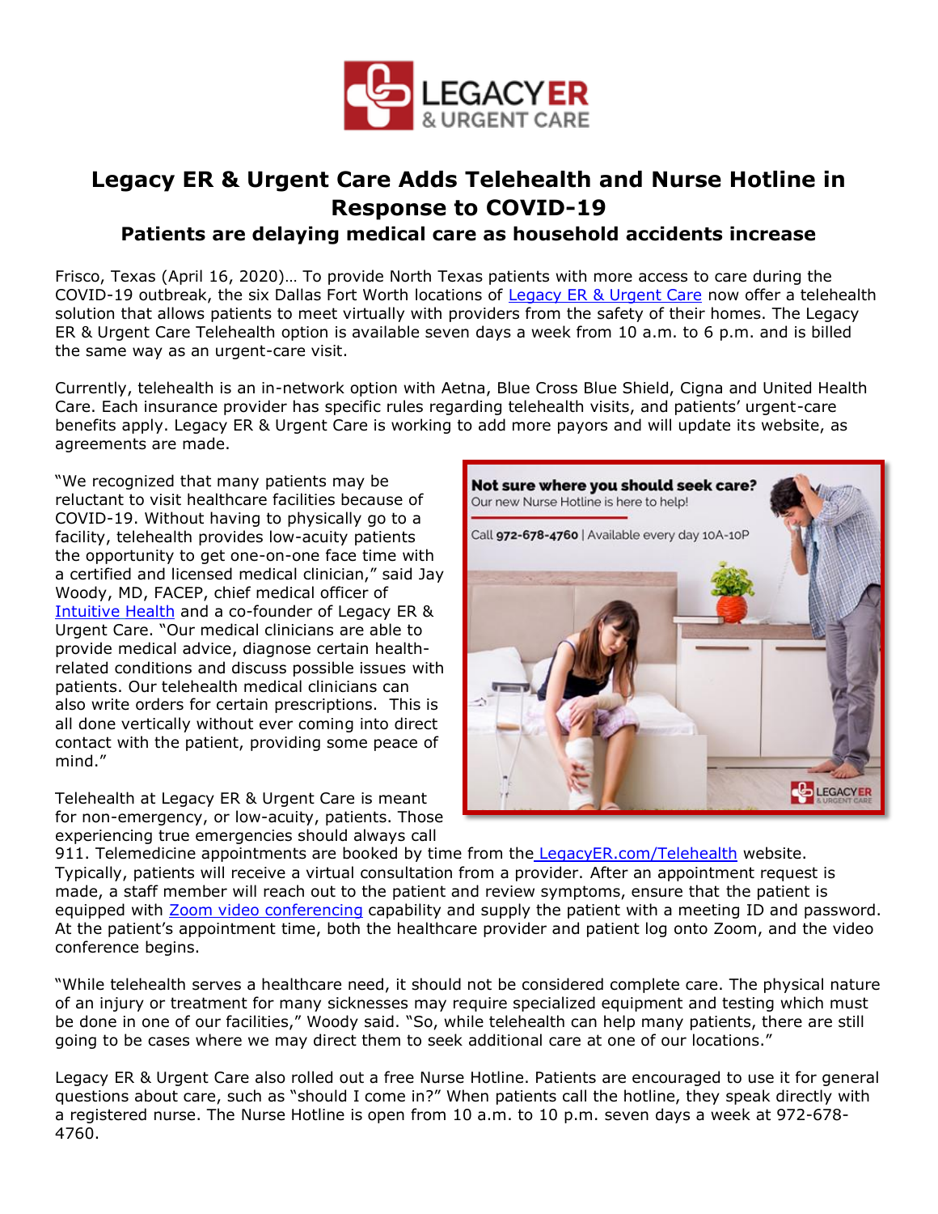# Legacy ER & Urgent Care Adds Telehealth and Nurse Hotline in Response to COVID-19

## Patients are delaying medical care as household accidents increase

Frisco, Texas (April 16, 2020)… To provide North Texas patients with more access to care during the COVID-19 outbreak, the six Dallas Fort Worth locations of Legacy ER & Urgent Care now offer a telehealth solution that allows patients to meet virtually with providers from the safety of their homes. The Legacy ER & Urgent Care Telehealth option is available seven days a week from 10 a.m. to 6 p.m. and is billed the same way as an urgent-care visit.

Currently, telehealth is an in-network option with Aetna, Blue Cross Blue Shield, Cigna and United Health Care. Each insurance provider has specific rules regarding telehealth visits, and patients' urgent-care benefits apply. Legacy ER & Urgent Care is working to add more payors and will update its website, as agreements are made.

"We recognized that many patients may be reluctant to visit healthcare facilities because of COVID-19. Without having to physically go to a facility, telehealth provides low-acuity patients the opportunity to get one-on-one face time with a certified and licensed medical clinician," said Jay Woody, MD, FACEP, chief medical officer of Intuitive Health and a co-founder of Legacy ER & Urgent Care. "Our medical clinicians are able to provide medical advice, diagnose certain health-related conditions and discuss possible issues with patients. Our telehealth medical clinicians can also write orders for certain prescriptions. This is all done vertically without ever coming into direct contact with the patient, providing some peace of mind."

Telehealth at Legacy ER & Urgent Care is meant for non-emergency, or low-acuity, patients. Those experiencing true emergencies should always call 911. Telemedicine appointments are booked by time from the LegacyER.com/Telehealth website. Typically, patients will receive a virtual consultation from a provider. After an appointment request is made, a staff member will reach out to the patient and review symptoms, ensure that the patient is equipped with Zoom video conferencing capability and supply the patient with a meeting ID and password. At the patient's appointment time, both the healthcare provider and patient log onto Zoom, and the video conference begins.

"While telehealth serves a healthcare need, it should not be considered complete care. The physical nature of an injury or treatment for many sicknesses may require specialized equipment and testing which must be done in one of our facilities," Woody said. "So, while telehealth can help many patients, there are still going to be cases where we may direct them to seek additional care at one of our locations."

Legacy ER & Urgent Care also rolled out a free Nurse Hotline. Patients are encouraged to use it for general questions about care, such as "should I come in?" When patients call the hotline, they speak directly with a registered nurse. The Nurse Hotline is open from 10 a.m. to 10 p.m. seven days a week at 972-678-4760.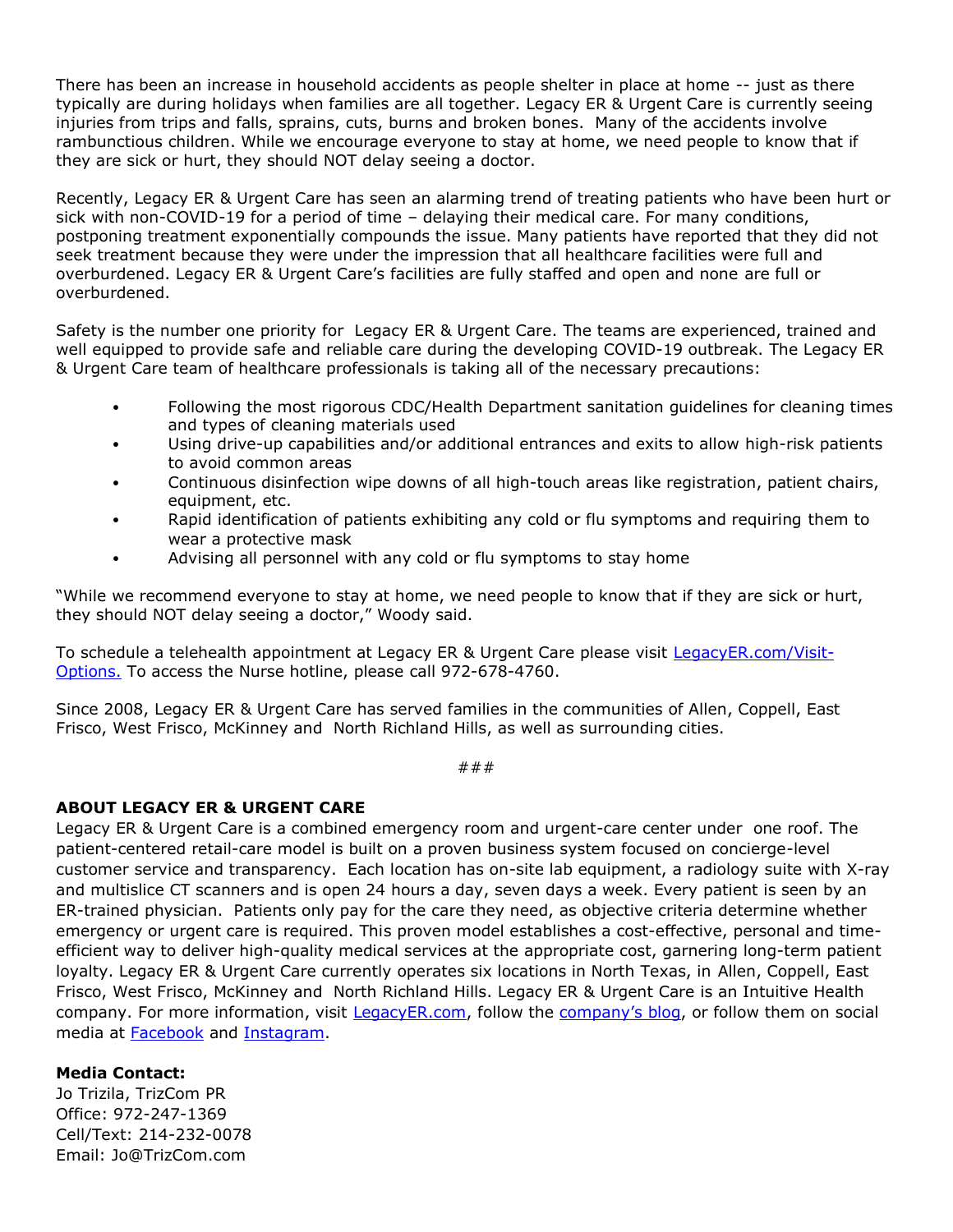There has been an increase in household accidents as people shelter in place at home -- just as there typically are during holidays when families are all together. Legacy ER & Urgent Care is currently seeing injuries from trips and falls, sprains, cuts, burns and broken bones. Many of the accidents involve rambunctious children. While we encourage everyone to stay at home, we need people to know that if they are sick or hurt, they should NOT delay seeing a doctor.

Recently, Legacy ER & Urgent Care has seen an alarming trend of treating patients who have been hurt or sick with non-COVID-19 for a period of time – delaying their medical care. For many conditions, postponing treatment exponentially compounds the issue. Many patients have reported that they did not seek treatment because they were under the impression that all healthcare facilities were full and overburdened. Legacy ER & Urgent Care's facilities are fully staffed and open and none are full or overburdened.

Safety is the number one priority for Legacy ER & Urgent Care. The teams are experienced, trained and well equipped to provide safe and reliable care during the developing COVID-19 outbreak. The Legacy ER & Urgent Care team of healthcare professionals is taking all of the necessary precautions:

- Following the most rigorous CDC/Health Department sanitation guidelines for cleaning times and types of cleaning materials used
- Using drive-up capabilities and/or additional entrances and exits to allow high-risk patients to avoid common areas
- Continuous disinfection wipe downs of all high-touch areas like registration, patient chairs, equipment, etc.
- Rapid identification of patients exhibiting any cold or flu symptoms and requiring them to wear a protective mask
- Advising all personnel with any cold or flu symptoms to stay home

"While we recommend everyone to stay at home, we need people to know that if they are sick or hurt, they should NOT delay seeing a doctor," Woody said.

To schedule a telehealth appointment at Legacy ER & Urgent Care please visit [LegacyER.com/Visit-Options.](LegacyER.com/Visit-Options) To access the Nurse hotline, please call 972-678-4760.

Since 2008, Legacy ER & Urgent Care has served families in the communities of Allen, Coppell, East Frisco, West Frisco, McKinney and North Richland Hills, as well as surrounding cities.

###

**ABOUT LEGACY ER & URGENT CARE**

Legacy ER & Urgent Care is a combined emergency room and urgent-care center under one roof. The patient-centered retail-care model is built on a proven business system focused on concierge-level customer service and transparency. Each location has on-site lab equipment, a radiology suite with X-ray and multislice CT scanners and is open 24 hours a day, seven days a week. Every patient is seen by an ER-trained physician. Patients only pay for the care they need, as objective criteria determine whether emergency or urgent care is required. This proven model establishes a cost-effective, personal and time-efficient way to deliver high-quality medical services at the appropriate cost, garnering long-term patient loyalty. Legacy ER & Urgent Care currently operates six locations in North Texas, in Allen, Coppell, East Frisco, West Frisco, McKinney and North Richland Hills. Legacy ER & Urgent Care is an Intuitive Health company. For more information, visit LegacyER.com, follow the company's blog, or follow them on social media at Facebook and Instagram.

**Media Contact:**
Jo Trizila, TrizCom PR
Office: 972-247-1369
Cell/Text: 214-232-0078
Email: Jo@TrizCom.com